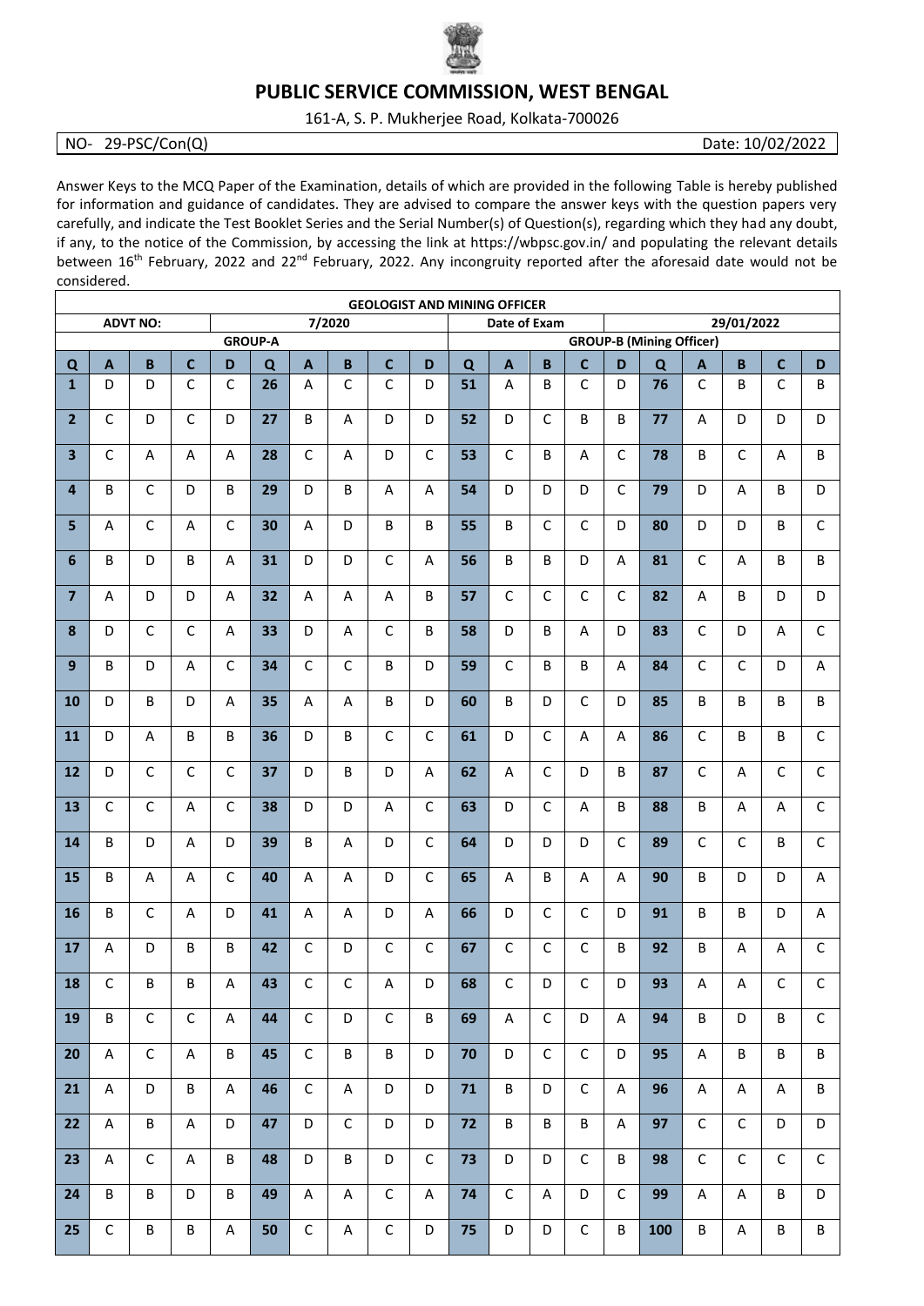# PUBLIC SERVICE COMMISSION, WEST BENGAL

161-A, S. P. Mukherjee Road, Kolkata-700026

NO- 29-PSC/Con(Q) Date: 10/02/2022

Answer Keys to the MCQ Paper of the Examination, details of which are provided in the following Table is hereby published for information and guidance of candidates. They are advised to compare the answer keys with the question papers very carefully, and indicate the Test Booklet Series and the Serial Number(s) of Question(s), regarding which they had any doubt, if any, to the notice of the Commission, by accessing the link at https://wbpsc.gov.in/ and populating the relevant details between 16th February, 2022 and 22nd February, 2022. Any incongruity reported after the aforesaid date would not be considered.

| GEOLOGIST AND MINING OFFICER | | | | | | | | | | | | | | | | | | | |
|---|---|---|---|---|---|---|---|---|---|---|---|---|---|---|---|---|---|---|---|
| ADVT NO: | | | | | 7/2020 | | | | | Date of Exam | | | | | 29/01/2022 | | | | |
| GROUP-A | | | | | | | | | | GROUP-B (Mining Officer) | | | | | | | | | |
| Q | A | B | C | D | Q | A | B | C | D | Q | A | B | C | D | Q | A | B | C | D |
| 1 | D | D | C | C | 26 | A | C | C | D | 51 | A | B | C | D | 76 | C | B | C | B |
| 2 | C | D | C | D | 27 | B | A | D | D | 52 | D | C | B | B | 77 | A | D | D | D |
| 3 | C | A | A | A | 28 | C | A | D | C | 53 | C | B | A | C | 78 | B | C | A | B |
| 4 | B | C | D | B | 29 | D | B | A | A | 54 | D | D | D | C | 79 | D | A | B | D |
| 5 | A | C | A | C | 30 | A | D | B | B | 55 | B | C | C | D | 80 | D | D | B | C |
| 6 | B | D | B | A | 31 | D | D | C | A | 56 | B | B | D | A | 81 | C | A | B | B |
| 7 | A | D | D | A | 32 | A | A | A | B | 57 | C | C | C | C | 82 | A | B | D | D |
| 8 | D | C | C | A | 33 | D | A | C | B | 58 | D | B | A | D | 83 | C | D | A | C |
| 9 | B | D | A | C | 34 | C | C | B | D | 59 | C | B | B | A | 84 | C | C | D | A |
| 10 | D | B | D | A | 35 | A | A | B | D | 60 | B | D | C | D | 85 | B | B | B | B |
| 11 | D | A | B | B | 36 | D | B | C | C | 61 | D | C | A | A | 86 | C | B | B | C |
| 12 | D | C | C | C | 37 | D | B | D | A | 62 | A | C | D | B | 87 | C | A | C | C |
| 13 | C | C | A | C | 38 | D | D | A | C | 63 | D | C | A | B | 88 | B | A | A | C |
| 14 | B | D | A | D | 39 | B | A | D | C | 64 | D | D | D | C | 89 | C | C | B | C |
| 15 | B | A | A | C | 40 | A | A | D | C | 65 | A | B | A | A | 90 | B | D | D | A |
| 16 | B | C | A | D | 41 | A | A | D | A | 66 | D | C | C | D | 91 | B | B | D | A |
| 17 | A | D | B | B | 42 | C | D | C | C | 67 | C | C | C | B | 92 | B | A | A | C |
| 18 | C | B | B | A | 43 | C | C | A | D | 68 | C | D | C | D | 93 | A | A | C | C |
| 19 | B | C | C | A | 44 | C | D | C | B | 69 | A | C | D | A | 94 | B | D | B | C |
| 20 | A | C | A | B | 45 | C | B | B | D | 70 | D | C | C | D | 95 | A | B | B | B |
| 21 | A | D | B | A | 46 | C | A | D | D | 71 | B | D | C | A | 96 | A | A | A | B |
| 22 | A | B | A | D | 47 | D | C | D | D | 72 | B | B | B | A | 97 | C | C | D | D |
| 23 | A | C | A | B | 48 | D | B | D | C | 73 | D | D | C | B | 98 | C | C | C | C |
| 24 | B | B | D | B | 49 | A | A | C | A | 74 | C | A | D | C | 99 | A | A | B | D |
| 25 | C | B | B | A | 50 | C | A | C | D | 75 | D | D | C | B | 100 | B | A | B | B |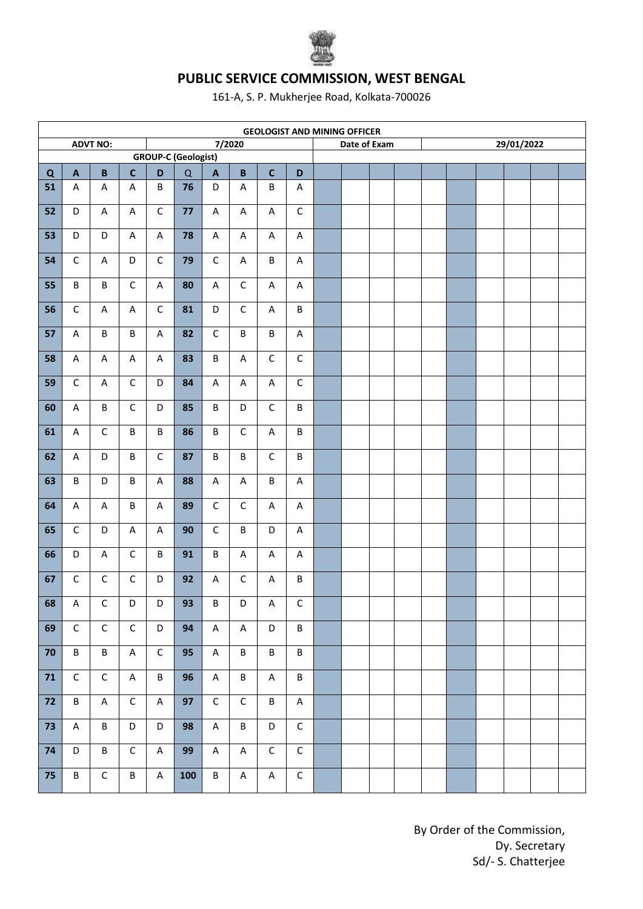# PUBLIC SERVICE COMMISSION, WEST BENGAL

161-A, S. P. Mukherjee Road, Kolkata-700026

**GEOLOGIST AND MINING OFFICER**

**ADVT NO:** 7/2020 | **Date of Exam** 29/01/2022

**GROUP-C (Geologist)**

| Q | A | B | C | D | Q | A | B | C | D |
|---|---|---|---|---|---|---|---|---|---|
| 51 | A | A | A | B | 76 | D | A | B | A |
| 52 | D | A | A | C | 77 | A | A | A | C |
| 53 | D | D | A | A | 78 | A | A | A | A |
| 54 | C | A | D | C | 79 | C | A | B | A |
| 55 | B | B | C | A | 80 | A | C | A | A |
| 56 | C | A | A | C | 81 | D | C | A | B |
| 57 | A | B | B | A | 82 | C | B | B | A |
| 58 | A | A | A | A | 83 | B | A | C | C |
| 59 | C | A | C | D | 84 | A | A | A | C |
| 60 | A | B | C | D | 85 | B | D | C | B |
| 61 | A | C | B | B | 86 | B | C | A | B |
| 62 | A | D | B | C | 87 | B | B | C | B |
| 63 | B | D | B | A | 88 | A | A | B | A |
| 64 | A | A | B | A | 89 | C | C | A | A |
| 65 | C | D | A | A | 90 | C | B | D | A |
| 66 | D | A | C | B | 91 | B | A | A | A |
| 67 | C | C | C | D | 92 | A | C | A | B |
| 68 | A | C | D | D | 93 | B | D | A | C |
| 69 | C | C | C | D | 94 | A | A | D | B |
| 70 | B | B | A | C | 95 | A | B | B | B |
| 71 | C | C | A | B | 96 | A | B | A | B |
| 72 | B | A | C | A | 97 | C | C | B | A |
| 73 | A | B | D | D | 98 | A | B | D | C |
| 74 | D | B | C | A | 99 | A | A | C | C |
| 75 | B | C | B | A | 100 | B | A | A | C |

By Order of the Commission,
Dy. Secretary
Sd/- S. Chatterjee